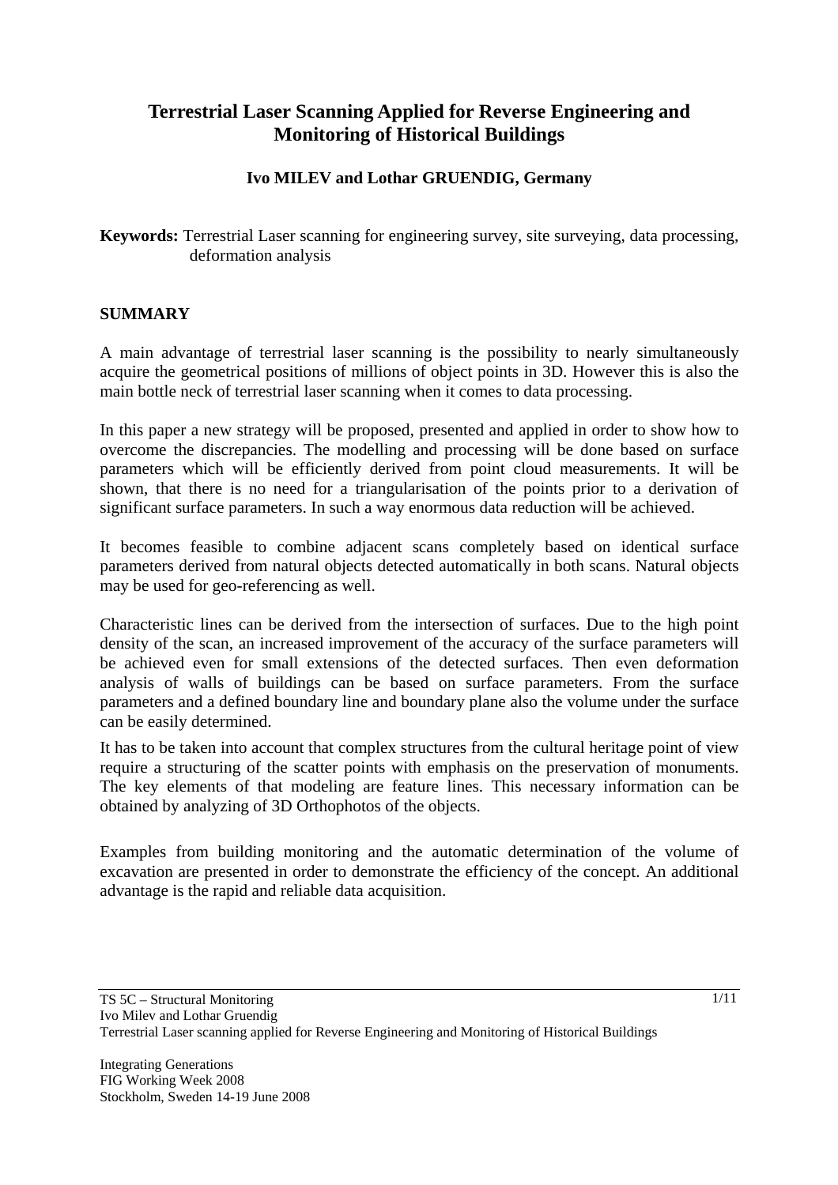# Terrestrial Laser Scanning Applied for Reverse Engineering and Monitoring of Historical Buildings

**Ivo MILEV and Lothar GRUENDIG, Germany**

**Keywords:** Terrestrial Laser scanning for engineering survey, site surveying, data processing, deformation analysis

## SUMMARY

A main advantage of terrestrial laser scanning is the possibility to nearly simultaneously acquire the geometrical positions of millions of object points in 3D. However this is also the main bottle neck of terrestrial laser scanning when it comes to data processing.

In this paper a new strategy will be proposed, presented and applied in order to show how to overcome the discrepancies. The modelling and processing will be done based on surface parameters which will be efficiently derived from point cloud measurements. It will be shown, that there is no need for a triangularisation of the points prior to a derivation of significant surface parameters. In such a way enormous data reduction will be achieved.

It becomes feasible to combine adjacent scans completely based on identical surface parameters derived from natural objects detected automatically in both scans. Natural objects may be used for geo-referencing as well.

Characteristic lines can be derived from the intersection of surfaces. Due to the high point density of the scan, an increased improvement of the accuracy of the surface parameters will be achieved even for small extensions of the detected surfaces. Then even deformation analysis of walls of buildings can be based on surface parameters. From the surface parameters and a defined boundary line and boundary plane also the volume under the surface can be easily determined.

It has to be taken into account that complex structures from the cultural heritage point of view require a structuring of the scatter points with emphasis on the preservation of monuments. The key elements of that modeling are feature lines. This necessary information can be obtained by analyzing of 3D Orthophotos of the objects.

Examples from building monitoring and the automatic determination of the volume of excavation are presented in order to demonstrate the efficiency of the concept. An additional advantage is the rapid and reliable data acquisition.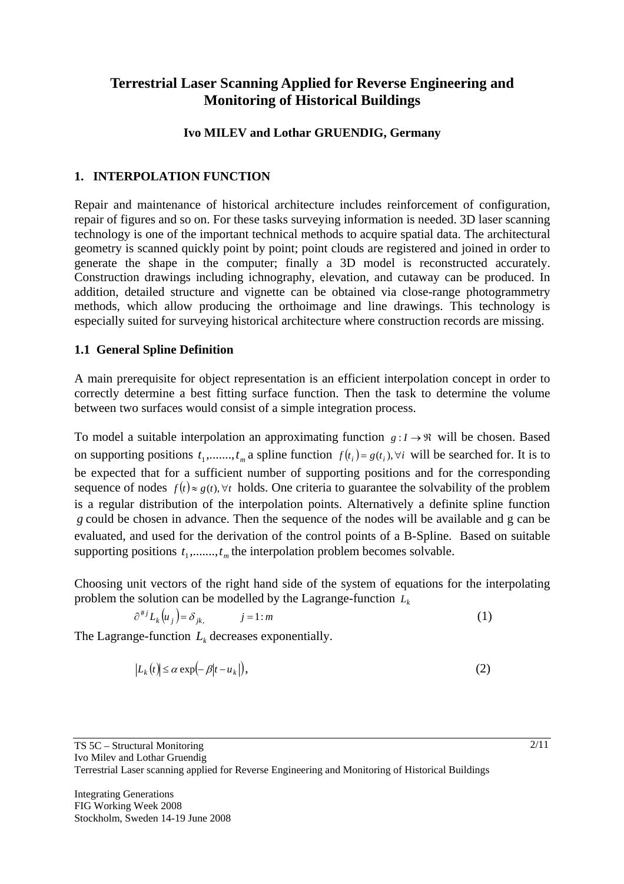# Terrestrial Laser Scanning Applied for Reverse Engineering and Monitoring of Historical Buildings

**Ivo MILEV and Lothar GRUENDIG, Germany**

## 1. INTERPOLATION FUNCTION

Repair and maintenance of historical architecture includes reinforcement of configuration, repair of figures and so on. For these tasks surveying information is needed. 3D laser scanning technology is one of the important technical methods to acquire spatial data. The architectural geometry is scanned quickly point by point; point clouds are registered and joined in order to generate the shape in the computer; finally a 3D model is reconstructed accurately. Construction drawings including ichnography, elevation, and cutaway can be produced. In addition, detailed structure and vignette can be obtained via close-range photogrammetry methods, which allow producing the orthoimage and line drawings. This technology is especially suited for surveying historical architecture where construction records are missing.

### 1.1 General Spline Definition

A main prerequisite for object representation is an efficient interpolation concept in order to correctly determine a best fitting surface function. Then the task to determine the volume between two surfaces would consist of a simple integration process.

To model a suitable interpolation an approximating function $g : I \rightarrow \Re$ will be chosen. Based on supporting positions $t_1,.......,t_m$ a spline function $f(t_i) = g(t_i), \forall i$ will be searched for. It is to be expected that for a sufficient number of supporting positions and for the corresponding sequence of nodes $f(t) \approx g(t), \forall t$ holds. One criteria to guarantee the solvability of the problem is a regular distribution of the interpolation points. Alternatively a definite spline function $g$ could be chosen in advance. Then the sequence of the nodes will be available and g can be evaluated, and used for the derivation of the control points of a B-Spline. Based on suitable supporting positions $t_1,.......,t_m$ the interpolation problem becomes solvable.

Choosing unit vectors of the right hand side of the system of equations for the interpolating problem the solution can be modelled by the Lagrange-function $L_k$

$$\partial^{\# j} L_k(u_j) = \delta_{jk}, \qquad j = 1 : m \tag{1}$$

The Lagrange-function $L_k$ decreases exponentially.

$$|L_k(t)| \leq \alpha \exp(-\beta |t - u_k|), \tag{2}$$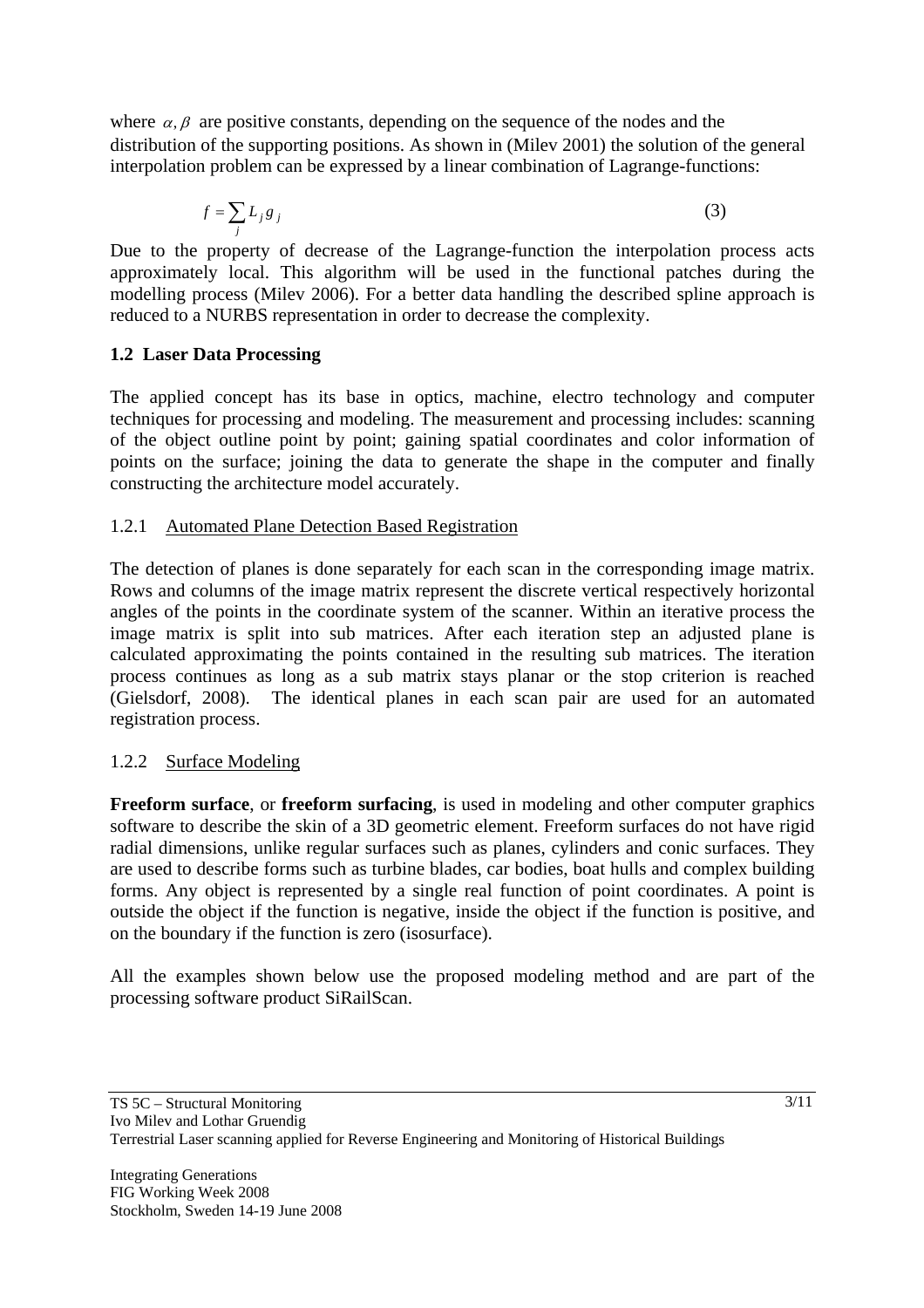where $\alpha, \beta$ are positive constants, depending on the sequence of the nodes and the distribution of the supporting positions. As shown in (Milev 2001) the solution of the general interpolation problem can be expressed by a linear combination of Lagrange-functions:

$$f = \sum_j L_j g_j \tag{3}$$

Due to the property of decrease of the Lagrange-function the interpolation process acts approximately local. This algorithm will be used in the functional patches during the modelling process (Milev 2006). For a better data handling the described spline approach is reduced to a NURBS representation in order to decrease the complexity.

### 1.2 Laser Data Processing

The applied concept has its base in optics, machine, electro technology and computer techniques for processing and modeling. The measurement and processing includes: scanning of the object outline point by point; gaining spatial coordinates and color information of points on the surface; joining the data to generate the shape in the computer and finally constructing the architecture model accurately.

#### 1.2.1 Automated Plane Detection Based Registration

The detection of planes is done separately for each scan in the corresponding image matrix. Rows and columns of the image matrix represent the discrete vertical respectively horizontal angles of the points in the coordinate system of the scanner. Within an iterative process the image matrix is split into sub matrices. After each iteration step an adjusted plane is calculated approximating the points contained in the resulting sub matrices. The iteration process continues as long as a sub matrix stays planar or the stop criterion is reached (Gielsdorf, 2008). The identical planes in each scan pair are used for an automated registration process.

#### 1.2.2 Surface Modeling

**Freeform surface**, or **freeform surfacing**, is used in modeling and other computer graphics software to describe the skin of a 3D geometric element. Freeform surfaces do not have rigid radial dimensions, unlike regular surfaces such as planes, cylinders and conic surfaces. They are used to describe forms such as turbine blades, car bodies, boat hulls and complex building forms. Any object is represented by a single real function of point coordinates. A point is outside the object if the function is negative, inside the object if the function is positive, and on the boundary if the function is zero (isosurface).

All the examples shown below use the proposed modeling method and are part of the processing software product SiRailScan.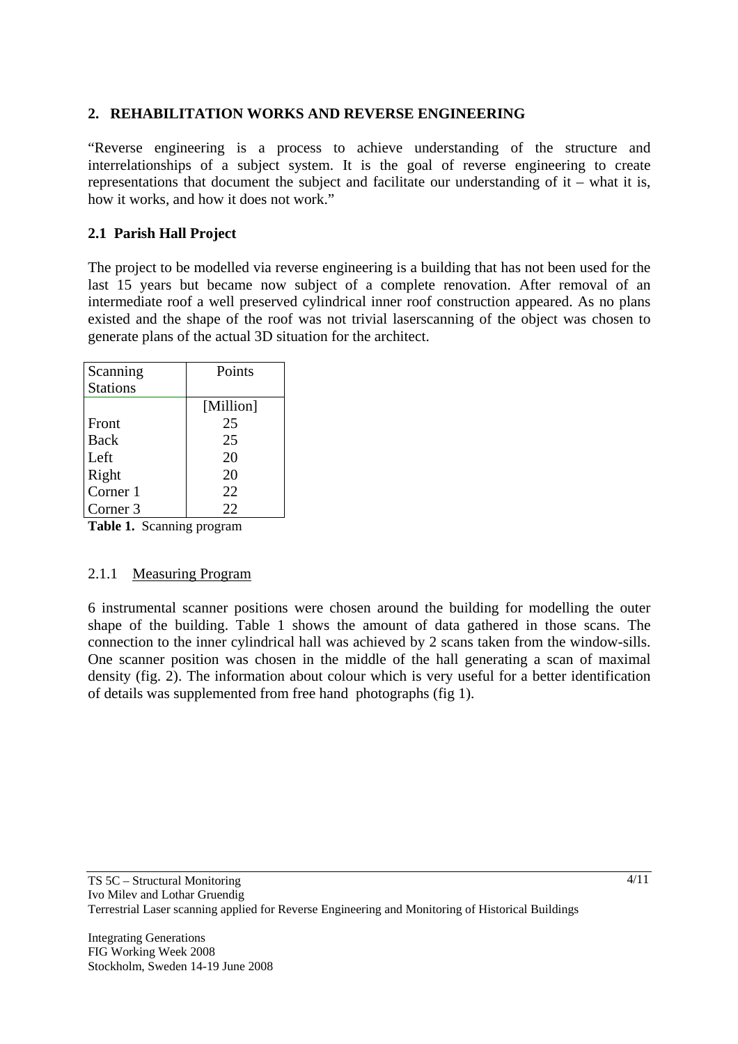## 2. REHABILITATION WORKS AND REVERSE ENGINEERING

"Reverse engineering is a process to achieve understanding of the structure and interrelationships of a subject system. It is the goal of reverse engineering to create representations that document the subject and facilitate our understanding of it – what it is, how it works, and how it does not work."

### 2.1 Parish Hall Project

The project to be modelled via reverse engineering is a building that has not been used for the last 15 years but became now subject of a complete renovation. After removal of an intermediate roof a well preserved cylindrical inner roof construction appeared. As no plans existed and the shape of the roof was not trivial laserscanning of the object was chosen to generate plans of the actual 3D situation for the architect.

| Scanning Stations | Points |
|---|---|
| | [Million] |
| Front | 25 |
| Back | 25 |
| Left | 20 |
| Right | 20 |
| Corner 1 | 22 |
| Corner 3 | 22 |

**Table 1.** Scanning program

#### 2.1.1 Measuring Program

6 instrumental scanner positions were chosen around the building for modelling the outer shape of the building. Table 1 shows the amount of data gathered in those scans. The connection to the inner cylindrical hall was achieved by 2 scans taken from the window-sills. One scanner position was chosen in the middle of the hall generating a scan of maximal density (fig. 2). The information about colour which is very useful for a better identification of details was supplemented from free hand photographs (fig 1).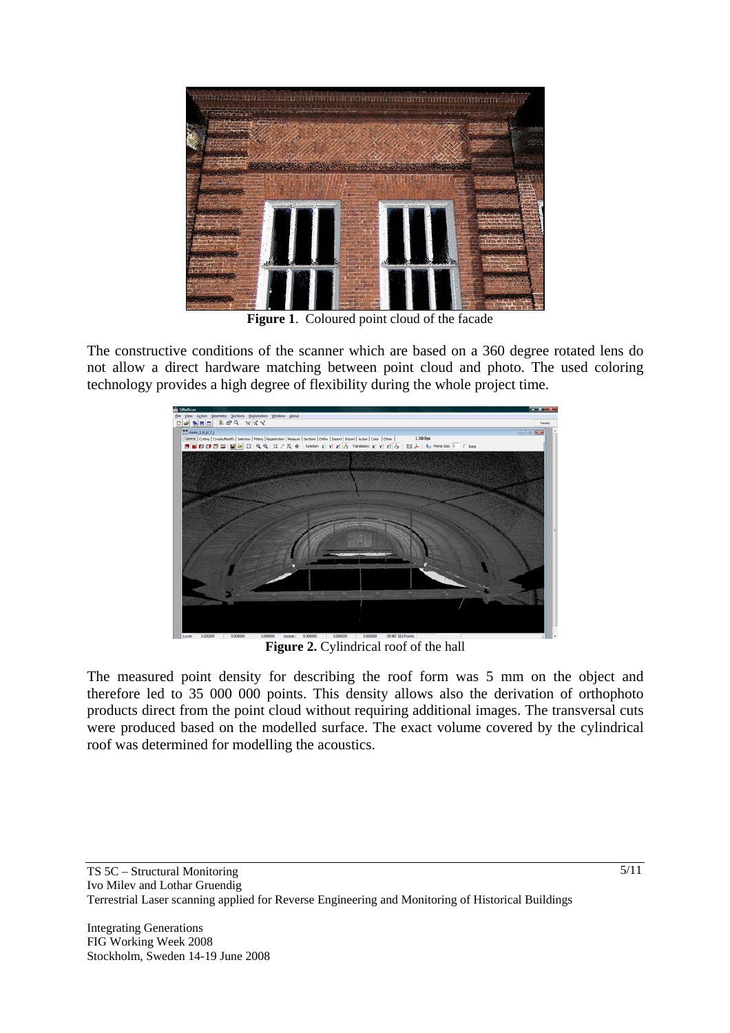**Figure 1**. Coloured point cloud of the facade

The constructive conditions of the scanner which are based on a 360 degree rotated lens do not allow a direct hardware matching between point cloud and photo. The used coloring technology provides a high degree of flexibility during the whole project time.

**Figure 2.** Cylindrical roof of the hall

The measured point density for describing the roof form was 5 mm on the object and therefore led to 35 000 000 points. This density allows also the derivation of orthophoto products direct from the point cloud without requiring additional images. The transversal cuts were produced based on the modelled surface. The exact volume covered by the cylindrical roof was determined for modelling the acoustics.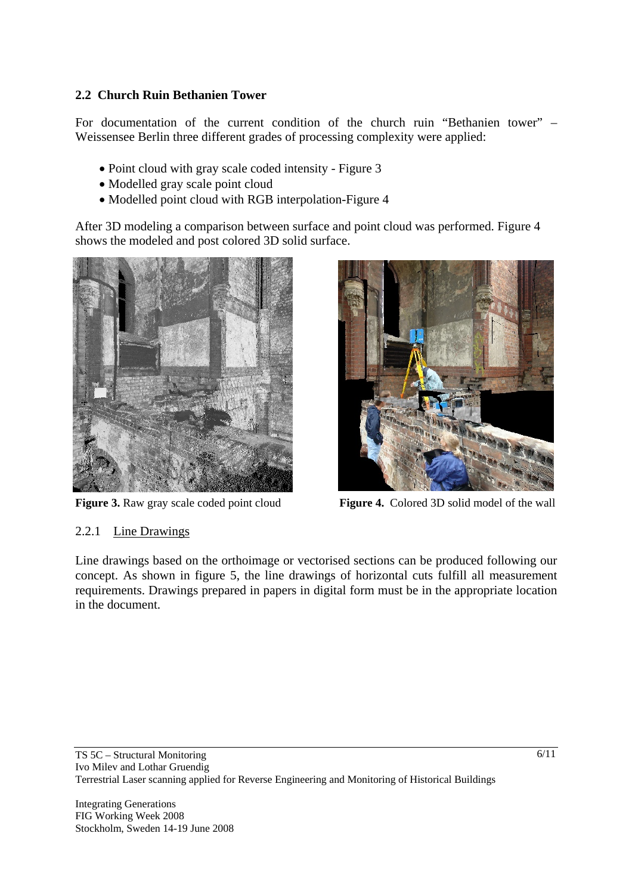## 2.2 Church Ruin Bethanien Tower

For documentation of the current condition of the church ruin "Bethanien tower" – Weissensee Berlin three different grades of processing complexity were applied:

- Point cloud with gray scale coded intensity - Figure 3
- Modelled gray scale point cloud
- Modelled point cloud with RGB interpolation-Figure 4

After 3D modeling a comparison between surface and point cloud was performed. Figure 4 shows the modeled and post colored 3D solid surface.

**Figure 3.** Raw gray scale coded point cloud

**Figure 4.** Colored 3D solid model of the wall

### 2.2.1 Line Drawings

Line drawings based on the orthoimage or vectorised sections can be produced following our concept. As shown in figure 5, the line drawings of horizontal cuts fulfill all measurement requirements. Drawings prepared in papers in digital form must be in the appropriate location in the document.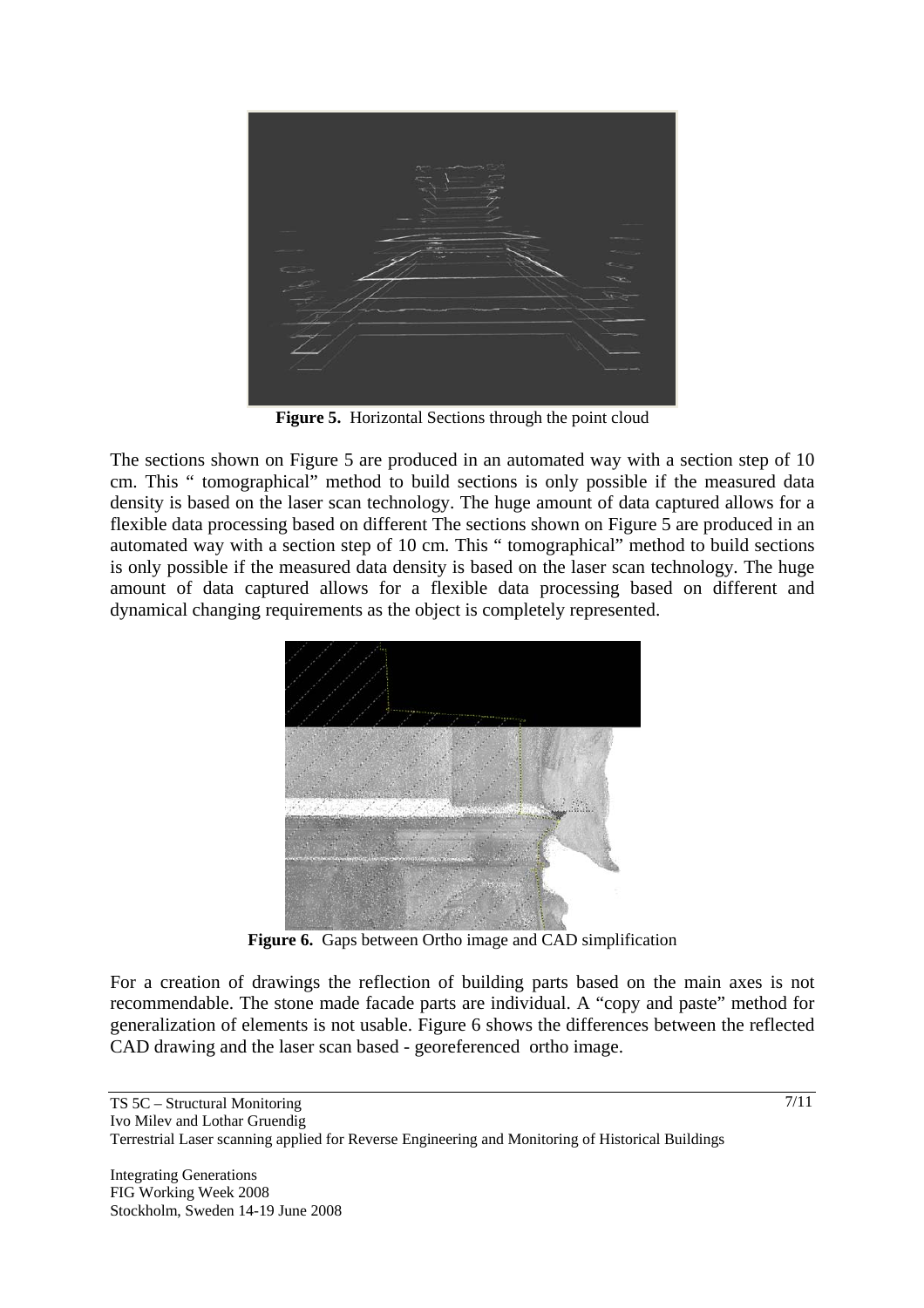**Figure 5.** Horizontal Sections through the point cloud

The sections shown on Figure 5 are produced in an automated way with a section step of 10 cm. This " tomographical" method to build sections is only possible if the measured data density is based on the laser scan technology. The huge amount of data captured allows for a flexible data processing based on different The sections shown on Figure 5 are produced in an automated way with a section step of 10 cm. This " tomographical" method to build sections is only possible if the measured data density is based on the laser scan technology. The huge amount of data captured allows for a flexible data processing based on different and dynamical changing requirements as the object is completely represented.

**Figure 6.** Gaps between Ortho image and CAD simplification

For a creation of drawings the reflection of building parts based on the main axes is not recommendable. The stone made facade parts are individual. A "copy and paste" method for generalization of elements is not usable. Figure 6 shows the differences between the reflected CAD drawing and the laser scan based - georeferenced ortho image.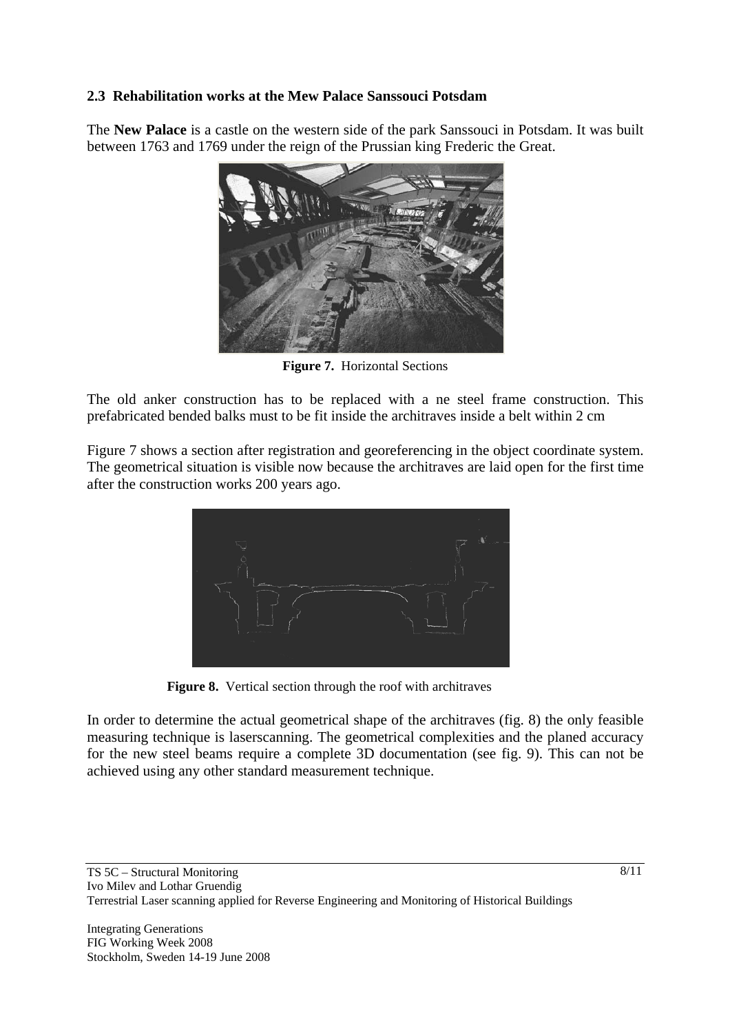### 2.3 Rehabilitation works at the Mew Palace Sanssouci Potsdam

The **New Palace** is a castle on the western side of the park Sanssouci in Potsdam. It was built between 1763 and 1769 under the reign of the Prussian king Frederic the Great.

**Figure 7.** Horizontal Sections

The old anker construction has to be replaced with a ne steel frame construction. This prefabricated bended balks must to be fit inside the architraves inside a belt within 2 cm

Figure 7 shows a section after registration and georeferencing in the object coordinate system. The geometrical situation is visible now because the architraves are laid open for the first time after the construction works 200 years ago.

**Figure 8.** Vertical section through the roof with architraves

In order to determine the actual geometrical shape of the architraves (fig. 8) the only feasible measuring technique is laserscanning. The geometrical complexities and the planed accuracy for the new steel beams require a complete 3D documentation (see fig. 9). This can not be achieved using any other standard measurement technique.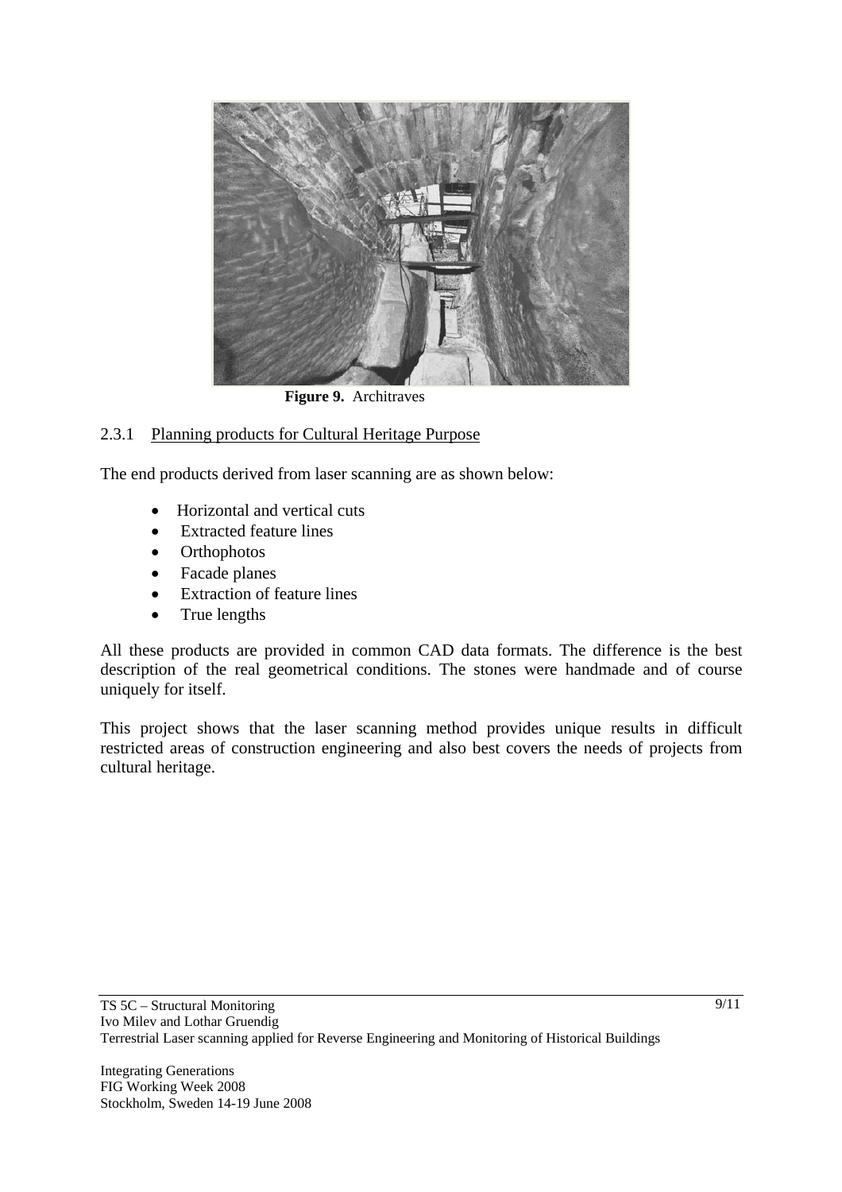**Figure 9.** Architraves

### 2.3.1 Planning products for Cultural Heritage Purpose

The end products derived from laser scanning are as shown below:

- Horizontal and vertical cuts
- Extracted feature lines
- Orthophotos
- Facade planes
- Extraction of feature lines
- True lengths

All these products are provided in common CAD data formats. The difference is the best description of the real geometrical conditions. The stones were handmade and of course uniquely for itself.

This project shows that the laser scanning method provides unique results in difficult restricted areas of construction engineering and also best covers the needs of projects from cultural heritage.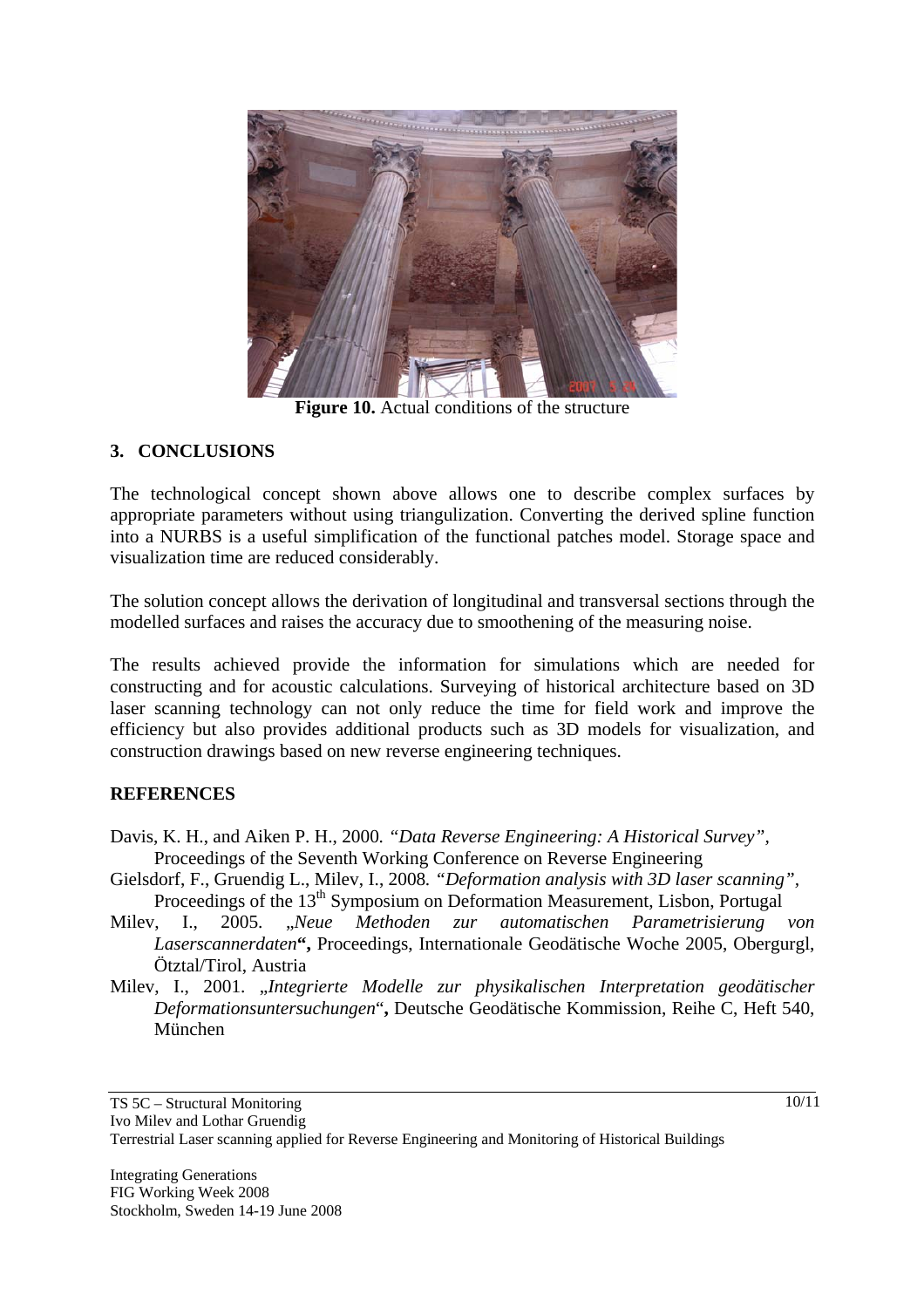**Figure 10.** Actual conditions of the structure

## 3. CONCLUSIONS

The technological concept shown above allows one to describe complex surfaces by appropriate parameters without using triangulization. Converting the derived spline function into a NURBS is a useful simplification of the functional patches model. Storage space and visualization time are reduced considerably.

The solution concept allows the derivation of longitudinal and transversal sections through the modelled surfaces and raises the accuracy due to smoothening of the measuring noise.

The results achieved provide the information for simulations which are needed for constructing and for acoustic calculations. Surveying of historical architecture based on 3D laser scanning technology can not only reduce the time for field work and improve the efficiency but also provides additional products such as 3D models for visualization, and construction drawings based on new reverse engineering techniques.

## REFERENCES

Davis, K. H., and Aiken P. H., 2000. *"Data Reverse Engineering: A Historical Survey"*, Proceedings of the Seventh Working Conference on Reverse Engineering

Gielsdorf, F., Gruendig L., Milev, I., 2008. *"Deformation analysis with 3D laser scanning"*, Proceedings of the 13th Symposium on Deformation Measurement, Lisbon, Portugal

Milev, I., 2005. *„Neue Methoden zur automatischen Parametrisierung von Laserscannerdaten*"**,** Proceedings, Internationale Geodätische Woche 2005, Obergurgl, Ötztal/Tirol, Austria

Milev, I., 2001. *„Integrierte Modelle zur physikalischen Interpretation geodätischer Deformationsuntersuchungen*"**,** Deutsche Geodätische Kommission, Reihe C, Heft 540, München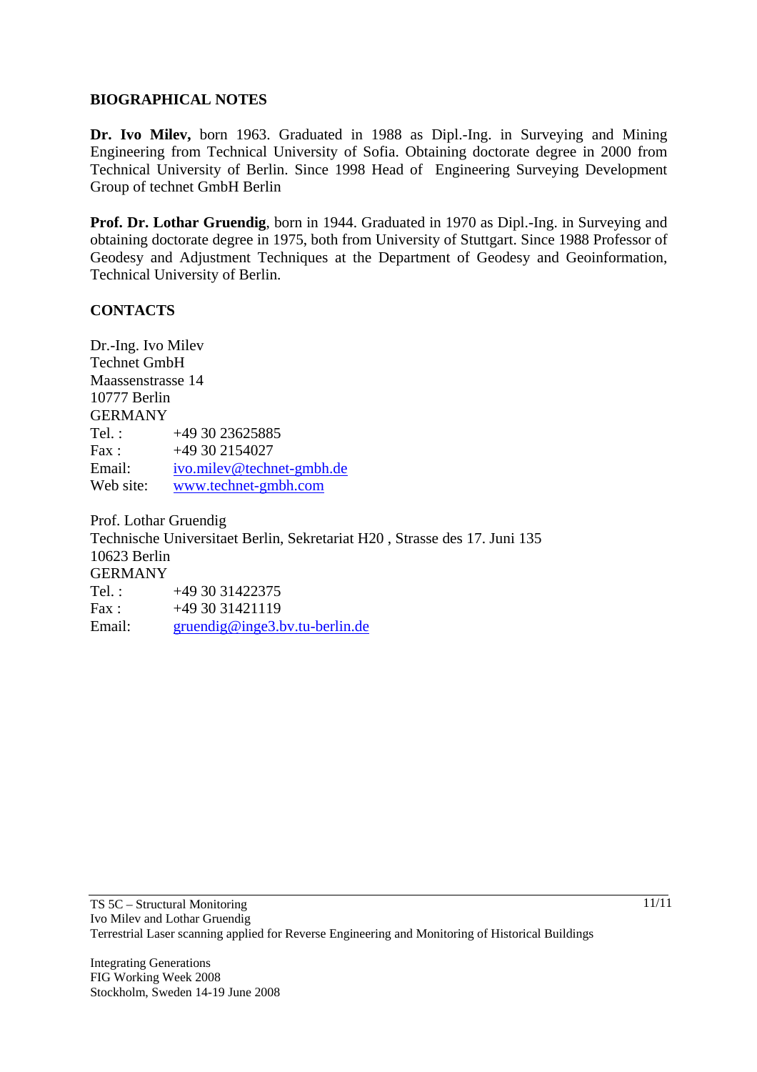## BIOGRAPHICAL NOTES

**Dr. Ivo Milev,** born 1963. Graduated in 1988 as Dipl.-Ing. in Surveying and Mining Engineering from Technical University of Sofia. Obtaining doctorate degree in 2000 from Technical University of Berlin. Since 1998 Head of Engineering Surveying Development Group of technet GmbH Berlin

**Prof. Dr. Lothar Gruendig**, born in 1944. Graduated in 1970 as Dipl.-Ing. in Surveying and obtaining doctorate degree in 1975, both from University of Stuttgart. Since 1988 Professor of Geodesy and Adjustment Techniques at the Department of Geodesy and Geoinformation, Technical University of Berlin.

## CONTACTS

Dr.-Ing. Ivo Milev
Technet GmbH
Maassenstrasse 14
10777 Berlin
GERMANY
Tel. : +49 30 23625885
Fax : +49 30 2154027
Email: ivo.milev@technet-gmbh.de
Web site: www.technet-gmbh.com

Prof. Lothar Gruendig
Technische Universitaet Berlin, Sekretariat H20 , Strasse des 17. Juni 135
10623 Berlin
GERMANY
Tel. : +49 30 31422375
Fax : +49 30 31421119
Email: gruendig@inge3.bv.tu-berlin.de